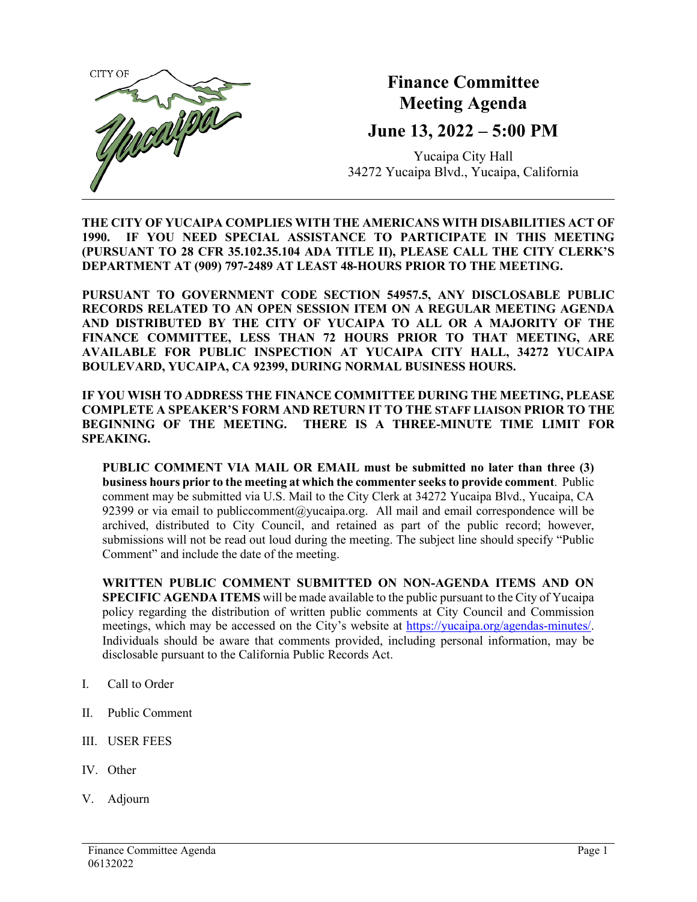CITY OF Yucaipa

# Finance Committee Meeting Agenda

## June 13, 2022 – 5:00 PM

Yucaipa City Hall
34272 Yucaipa Blvd., Yucaipa, California

---

**THE CITY OF YUCAIPA COMPLIES WITH THE AMERICANS WITH DISABILITIES ACT OF 1990. IF YOU NEED SPECIAL ASSISTANCE TO PARTICIPATE IN THIS MEETING (PURSUANT TO 28 CFR 35.102.35.104 ADA TITLE II), PLEASE CALL THE CITY CLERK'S DEPARTMENT AT (909) 797-2489 AT LEAST 48-HOURS PRIOR TO THE MEETING.**

**PURSUANT TO GOVERNMENT CODE SECTION 54957.5, ANY DISCLOSABLE PUBLIC RECORDS RELATED TO AN OPEN SESSION ITEM ON A REGULAR MEETING AGENDA AND DISTRIBUTED BY THE CITY OF YUCAIPA TO ALL OR A MAJORITY OF THE FINANCE COMMITTEE, LESS THAN 72 HOURS PRIOR TO THAT MEETING, ARE AVAILABLE FOR PUBLIC INSPECTION AT YUCAIPA CITY HALL, 34272 YUCAIPA BOULEVARD, YUCAIPA, CA 92399, DURING NORMAL BUSINESS HOURS.**

**IF YOU WISH TO ADDRESS THE FINANCE COMMITTEE DURING THE MEETING, PLEASE COMPLETE A SPEAKER'S FORM AND RETURN IT TO THE STAFF LIAISON PRIOR TO THE BEGINNING OF THE MEETING. THERE IS A THREE-MINUTE TIME LIMIT FOR SPEAKING.**

**PUBLIC COMMENT VIA MAIL OR EMAIL must be submitted no later than three (3) business hours prior to the meeting at which the commenter seeks to provide comment**. Public comment may be submitted via U.S. Mail to the City Clerk at 34272 Yucaipa Blvd., Yucaipa, CA 92399 or via email to publiccomment@yucaipa.org. All mail and email correspondence will be archived, distributed to City Council, and retained as part of the public record; however, submissions will not be read out loud during the meeting. The subject line should specify "Public Comment" and include the date of the meeting.

**WRITTEN PUBLIC COMMENT SUBMITTED ON NON-AGENDA ITEMS AND ON SPECIFIC AGENDA ITEMS** will be made available to the public pursuant to the City of Yucaipa policy regarding the distribution of written public comments at City Council and Commission meetings, which may be accessed on the City's website at https://yucaipa.org/agendas-minutes/. Individuals should be aware that comments provided, including personal information, may be disclosable pursuant to the California Public Records Act.

I. Call to Order

II. Public Comment

III. USER FEES

IV. Other

V. Adjourn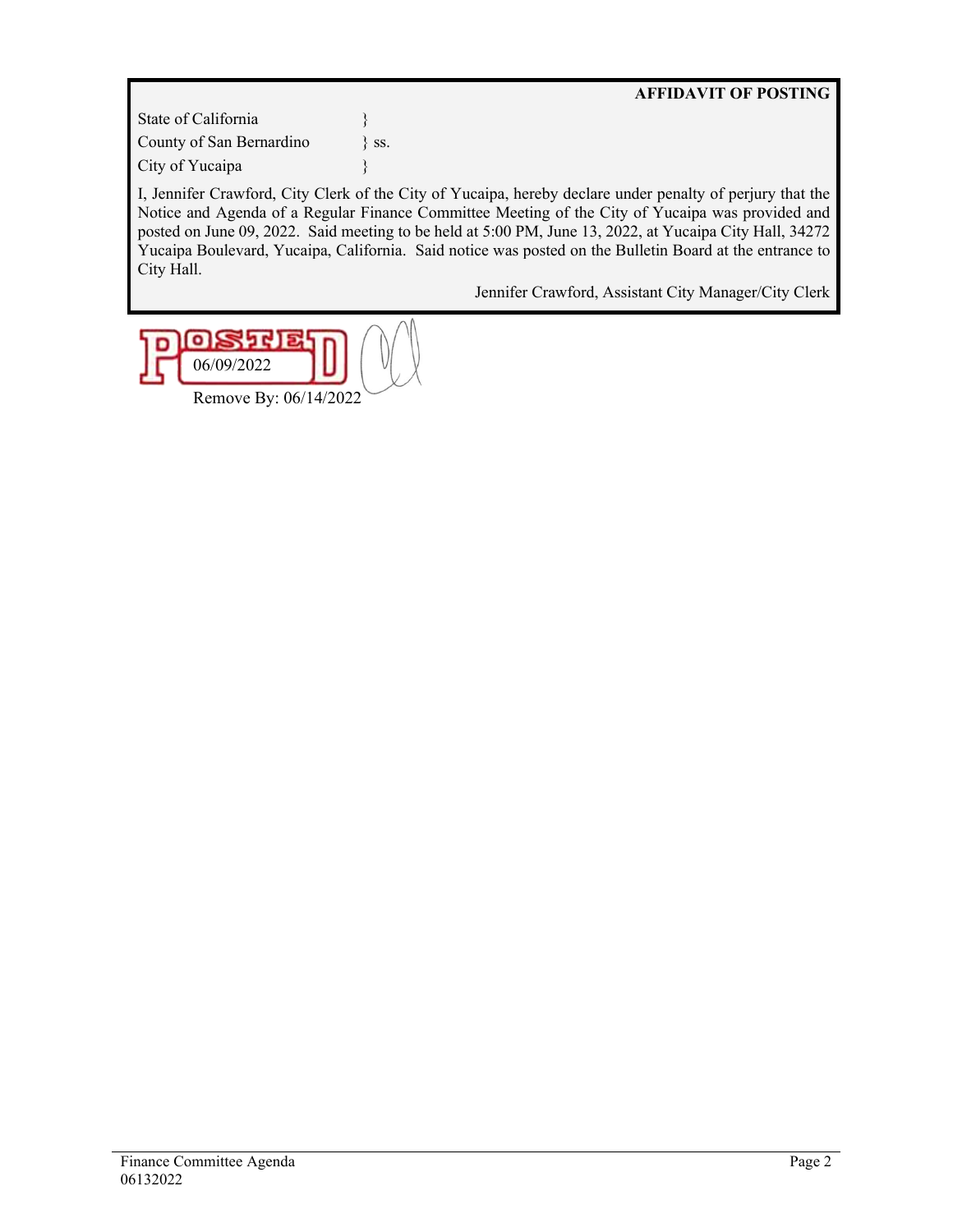**AFFIDAVIT OF POSTING**

State of California }
County of San Bernardino } ss.
City of Yucaipa }

I, Jennifer Crawford, City Clerk of the City of Yucaipa, hereby declare under penalty of perjury that the Notice and Agenda of a Regular Finance Committee Meeting of the City of Yucaipa was provided and posted on June 09, 2022. Said meeting to be held at 5:00 PM, June 13, 2022, at Yucaipa City Hall, 34272 Yucaipa Boulevard, Yucaipa, California. Said notice was posted on the Bulletin Board at the entrance to City Hall.

Jennifer Crawford, Assistant City Manager/City Clerk

POSTED
06/09/2022
Remove By: 06/14/2022